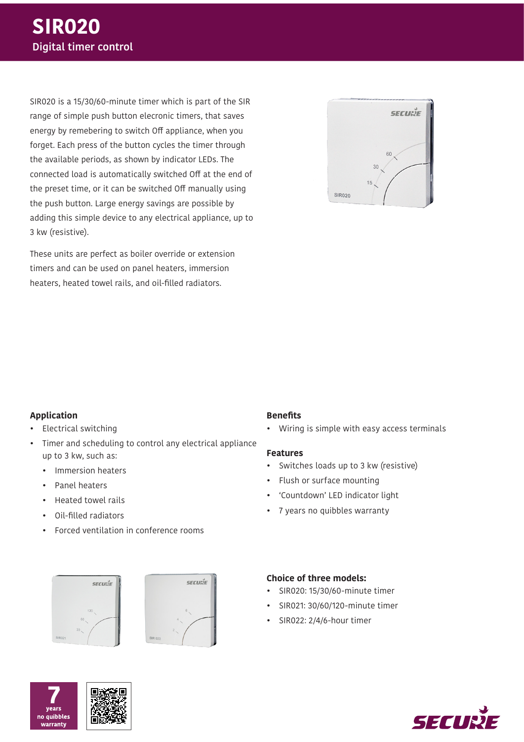# SIR020

## Digital timer control

SIR020 is a 15/30/60-minute timer which is part of the SIR range of simple push button elecronic timers, that saves energy by remebering to switch Off appliance, when you forget. Each press of the button cycles the timer through the available periods, as shown by indicator LEDs. The connected load is automatically switched Off at the end of the preset time, or it can be switched Off manually using the push button. Large energy savings are possible by adding this simple device to any electrical appliance, up to 3 kw (resistive).

These units are perfect as boiler override or extension timers and can be used on panel heaters, immersion heaters, heated towel rails, and oil-filled radiators.

### Application

- Electrical switching
- Timer and scheduling to control any electrical appliance up to 3 kw, such as:
  - Immersion heaters
  - Panel heaters
  - Heated towel rails
  - Oil-filled radiators
  - Forced ventilation in conference rooms

### Benefits

- Wiring is simple with easy access terminals

### Features

- Switches loads up to 3 kw (resistive)
- Flush or surface mounting
- 'Countdown' LED indicator light
- 7 years no quibbles warranty

### Choice of three models:

- SIR020: 15/30/60-minute timer
- SIR021: 30/60/120-minute timer
- SIR022: 2/4/6-hour timer

7 years no quibbles warranty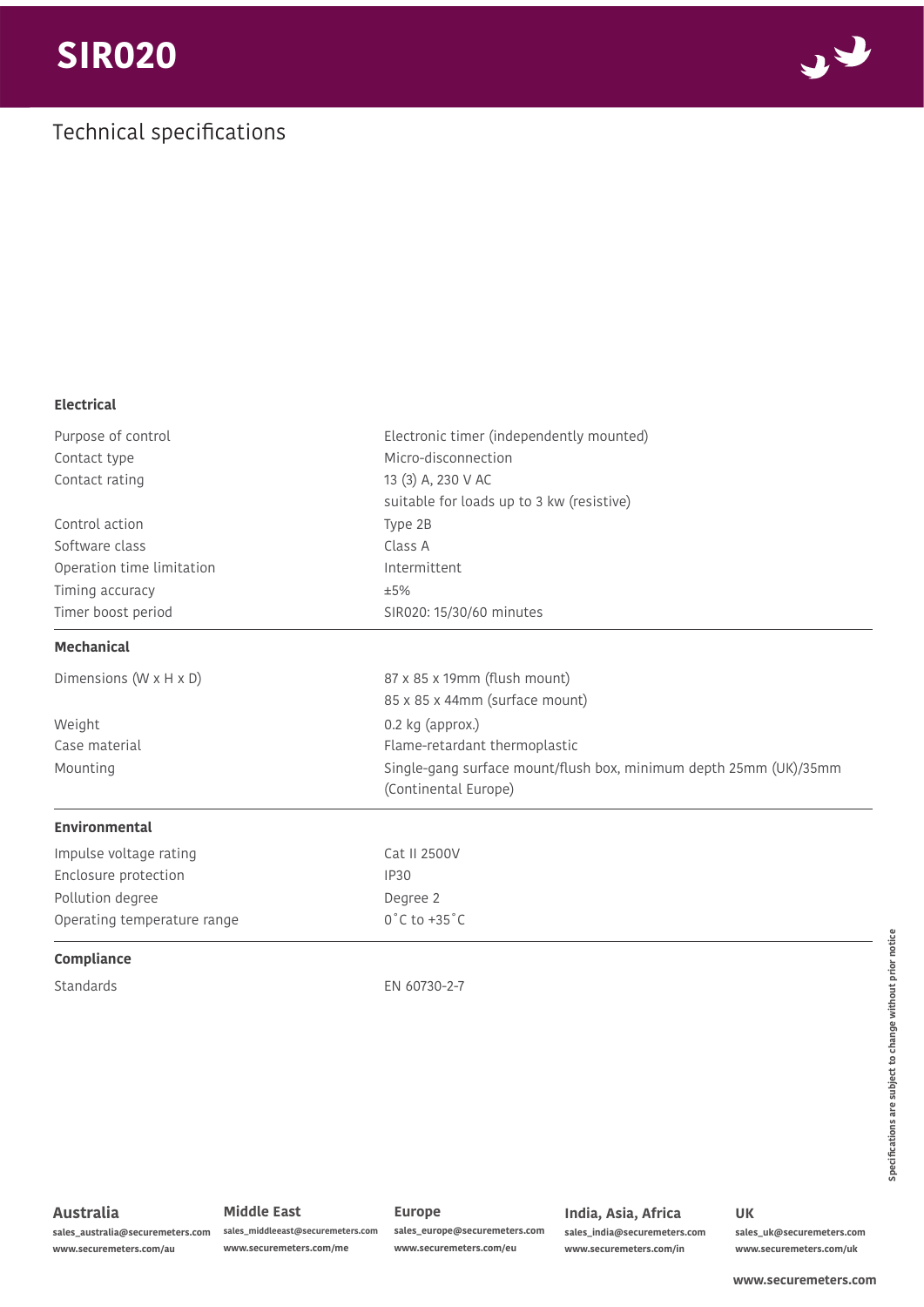# SIR020

## Technical specifications

### Electrical

| | |
|---|---|
| Purpose of control | Electronic timer (independently mounted) |
| Contact type | Micro-disconnection |
| Contact rating | 13 (3) A, 230 V AC<br>suitable for loads up to 3 kw (resistive) |
| Control action | Type 2B |
| Software class | Class A |
| Operation time limitation | Intermittent |
| Timing accuracy | ±5% |
| Timer boost period | SIR020: 15/30/60 minutes |

### Mechanical

| | |
|---|---|
| Dimensions (W x H x D) | 87 x 85 x 19mm (flush mount)<br>85 x 85 x 44mm (surface mount) |
| Weight | 0.2 kg (approx.) |
| Case material | Flame-retardant thermoplastic |
| Mounting | Single-gang surface mount/flush box, minimum depth 25mm (UK)/35mm (Continental Europe) |

### Environmental

| | |
|---|---|
| Impulse voltage rating | Cat II 2500V |
| Enclosure protection | IP30 |
| Pollution degree | Degree 2 |
| Operating temperature range | 0˚C to +35˚C |

### Compliance

| | |
|---|---|
| Standards | EN 60730-2-7 |

Specifications are subject to change without prior notice

**Australia**
sales_australia@securemeters.com
www.securemeters.com/au

**Middle East**
sales_middleeast@securemeters.com
www.securemeters.com/me

**Europe**
sales_europe@securemeters.com
www.securemeters.com/eu

**India, Asia, Africa**
sales_india@securemeters.com
www.securemeters.com/in

**UK**
sales_uk@securemeters.com
www.securemeters.com/uk

**www.securemeters.com**